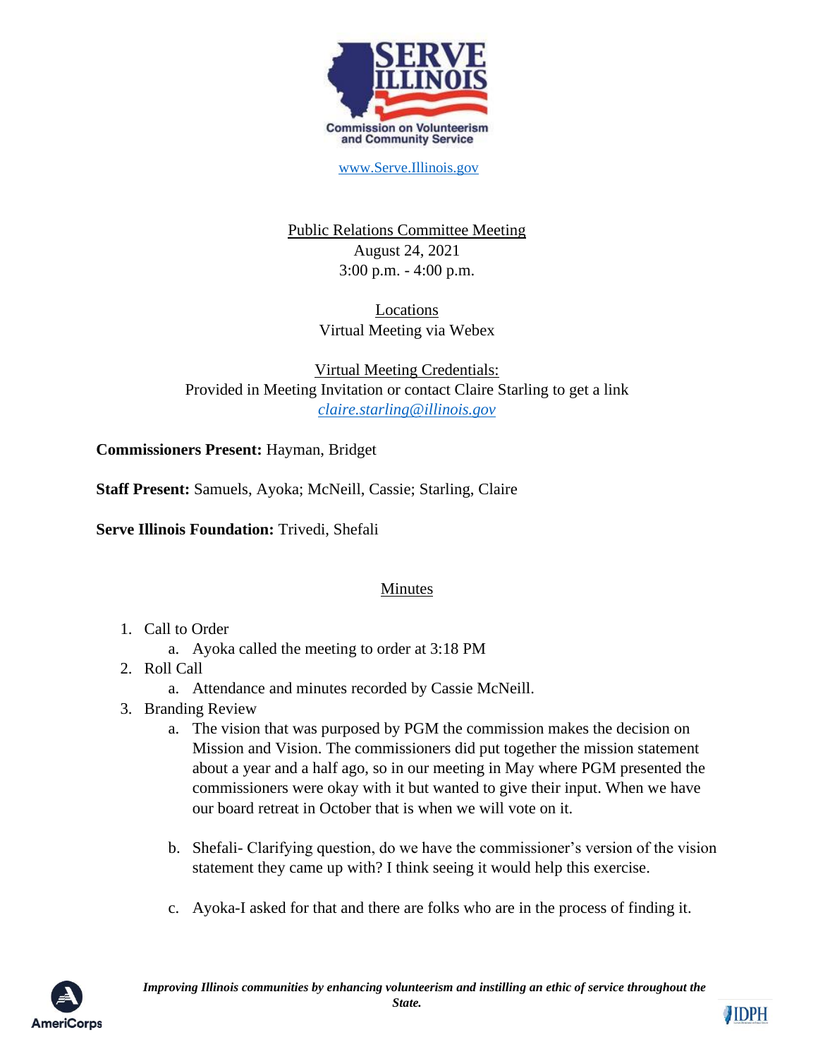SERVE ILLINOIS

Commission on Volunteerism and Community Service

www.Serve.Illinois.gov

Public Relations Committee Meeting
August 24, 2021
3:00 p.m. - 4:00 p.m.

Locations
Virtual Meeting via Webex

Virtual Meeting Credentials:
Provided in Meeting Invitation or contact Claire Starling to get a link
*claire.starling@illinois.gov*

**Commissioners Present:** Hayman, Bridget

**Staff Present:** Samuels, Ayoka; McNeill, Cassie; Starling, Claire

**Serve Illinois Foundation:** Trivedi, Shefali

## Minutes

1. Call to Order
   a. Ayoka called the meeting to order at 3:18 PM
2. Roll Call
   a. Attendance and minutes recorded by Cassie McNeill.
3. Branding Review
   a. The vision that was purposed by PGM the commission makes the decision on Mission and Vision. The commissioners did put together the mission statement about a year and a half ago, so in our meeting in May where PGM presented the commissioners were okay with it but wanted to give their input. When we have our board retreat in October that is when we will vote on it.

   b. Shefali- Clarifying question, do we have the commissioner's version of the vision statement they came up with? I think seeing it would help this exercise.

   c. Ayoka-I asked for that and there are folks who are in the process of finding it.

***Improving Illinois communities by enhancing volunteerism and instilling an ethic of service throughout the State.***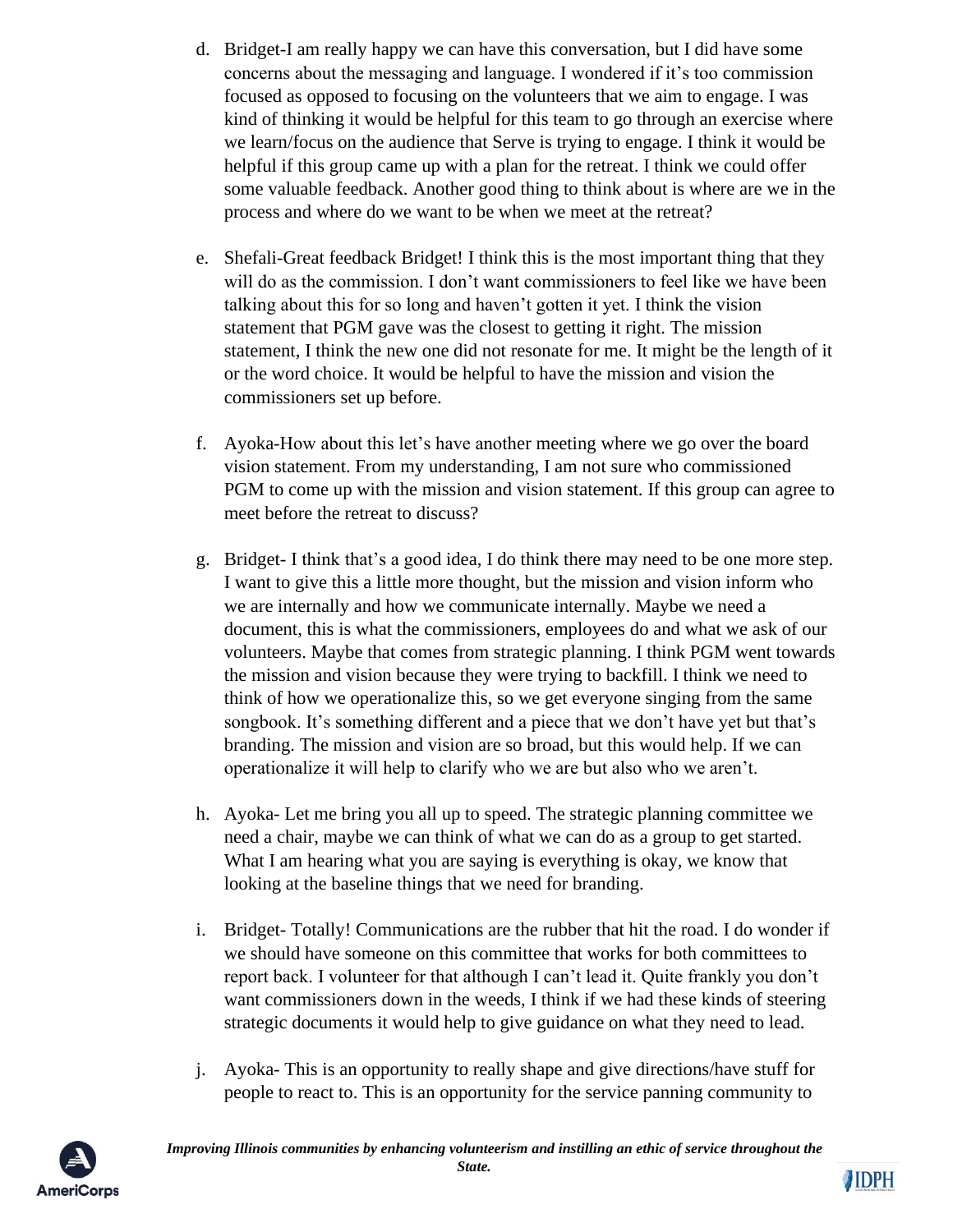d. Bridget-I am really happy we can have this conversation, but I did have some concerns about the messaging and language. I wondered if it's too commission focused as opposed to focusing on the volunteers that we aim to engage. I was kind of thinking it would be helpful for this team to go through an exercise where we learn/focus on the audience that Serve is trying to engage. I think it would be helpful if this group came up with a plan for the retreat. I think we could offer some valuable feedback. Another good thing to think about is where are we in the process and where do we want to be when we meet at the retreat?

e. Shefali-Great feedback Bridget! I think this is the most important thing that they will do as the commission. I don't want commissioners to feel like we have been talking about this for so long and haven't gotten it yet. I think the vision statement that PGM gave was the closest to getting it right. The mission statement, I think the new one did not resonate for me. It might be the length of it or the word choice. It would be helpful to have the mission and vision the commissioners set up before.

f. Ayoka-How about this let's have another meeting where we go over the board vision statement. From my understanding, I am not sure who commissioned PGM to come up with the mission and vision statement. If this group can agree to meet before the retreat to discuss?

g. Bridget- I think that's a good idea, I do think there may need to be one more step. I want to give this a little more thought, but the mission and vision inform who we are internally and how we communicate internally. Maybe we need a document, this is what the commissioners, employees do and what we ask of our volunteers. Maybe that comes from strategic planning. I think PGM went towards the mission and vision because they were trying to backfill. I think we need to think of how we operationalize this, so we get everyone singing from the same songbook. It's something different and a piece that we don't have yet but that's branding. The mission and vision are so broad, but this would help. If we can operationalize it will help to clarify who we are but also who we aren't.

h. Ayoka- Let me bring you all up to speed. The strategic planning committee we need a chair, maybe we can think of what we can do as a group to get started. What I am hearing what you are saying is everything is okay, we know that looking at the baseline things that we need for branding.

i. Bridget- Totally! Communications are the rubber that hit the road. I do wonder if we should have someone on this committee that works for both committees to report back. I volunteer for that although I can't lead it. Quite frankly you don't want commissioners down in the weeds, I think if we had these kinds of steering strategic documents it would help to give guidance on what they need to lead.

j. Ayoka- This is an opportunity to really shape and give directions/have stuff for people to react to. This is an opportunity for the service panning community to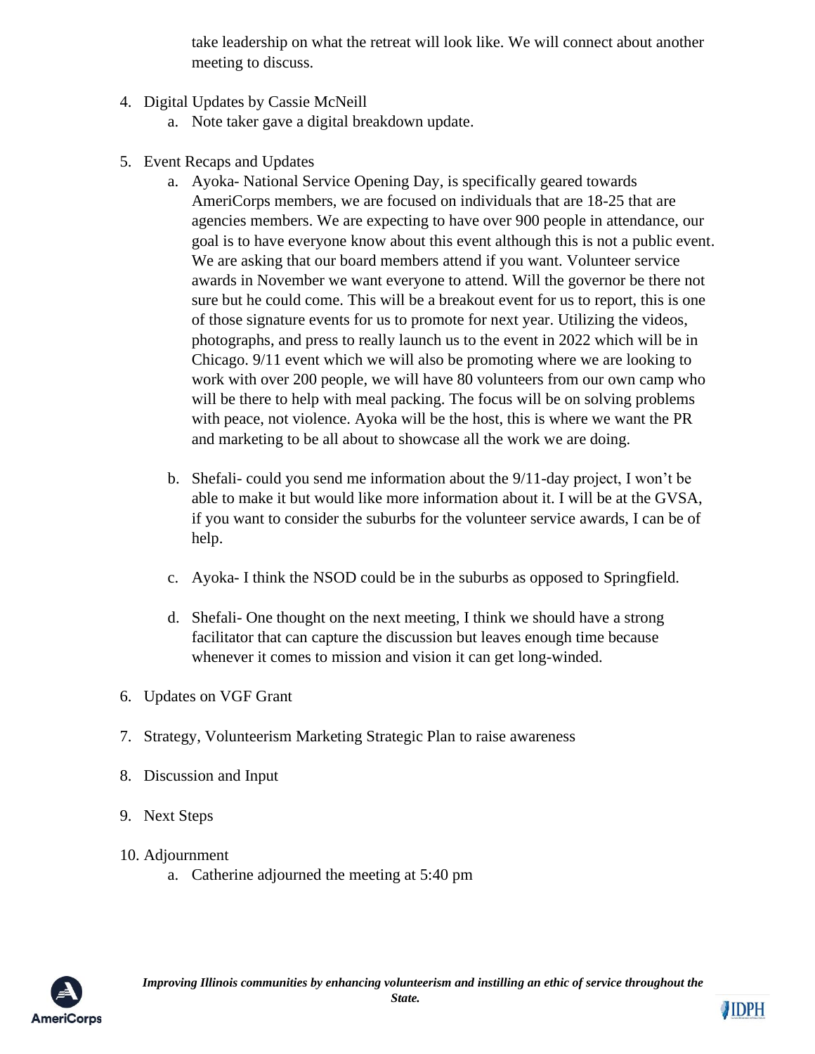take leadership on what the retreat will look like. We will connect about another meeting to discuss.

4. Digital Updates by Cassie McNeill
    a. Note taker gave a digital breakdown update.

5. Event Recaps and Updates
    a. Ayoka- National Service Opening Day, is specifically geared towards AmeriCorps members, we are focused on individuals that are 18-25 that are agencies members. We are expecting to have over 900 people in attendance, our goal is to have everyone know about this event although this is not a public event. We are asking that our board members attend if you want. Volunteer service awards in November we want everyone to attend. Will the governor be there not sure but he could come. This will be a breakout event for us to report, this is one of those signature events for us to promote for next year. Utilizing the videos, photographs, and press to really launch us to the event in 2022 which will be in Chicago. 9/11 event which we will also be promoting where we are looking to work with over 200 people, we will have 80 volunteers from our own camp who will be there to help with meal packing. The focus will be on solving problems with peace, not violence. Ayoka will be the host, this is where we want the PR and marketing to be all about to showcase all the work we are doing.

    b. Shefali- could you send me information about the 9/11-day project, I won't be able to make it but would like more information about it. I will be at the GVSA, if you want to consider the suburbs for the volunteer service awards, I can be of help.

    c. Ayoka- I think the NSOD could be in the suburbs as opposed to Springfield.

    d. Shefali- One thought on the next meeting, I think we should have a strong facilitator that can capture the discussion but leaves enough time because whenever it comes to mission and vision it can get long-winded.

6. Updates on VGF Grant

7. Strategy, Volunteerism Marketing Strategic Plan to raise awareness

8. Discussion and Input

9. Next Steps

10. Adjournment
    a. Catherine adjourned the meeting at 5:40 pm

*Improving Illinois communities by enhancing volunteerism and instilling an ethic of service throughout the State.*